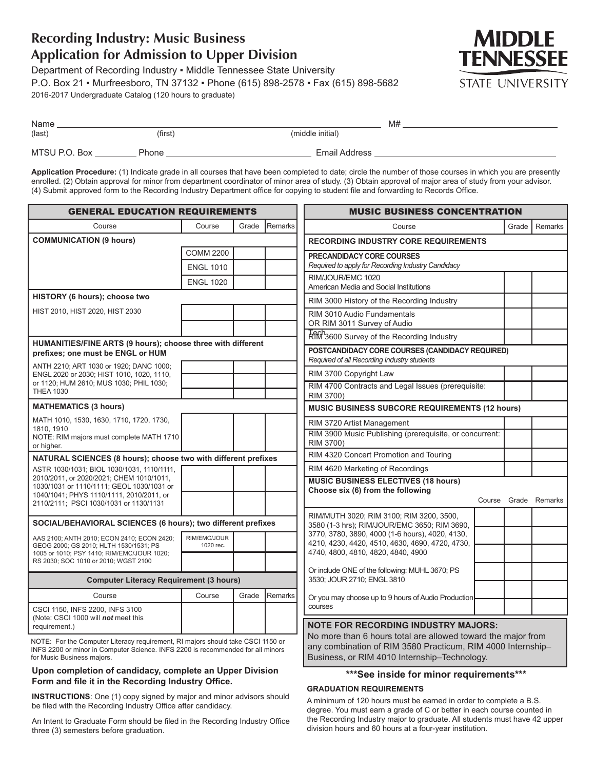# Recording Industry: Music Business
# Application for Admission to Upper Division

Department of Recording Industry ▪ Middle Tennessee State University
P.O. Box 21 ▪ Murfreesboro, TN 37132 ▪ Phone (615) 898-2578 ▪ Fax (615) 898-5682
2016-2017 Undergraduate Catalog (120 hours to graduate)

MIDDLE TENNESSEE STATE UNIVERSITY

Name ______________________________ M# ______________
(last) (first) (middle initial)

MTSU P.O. Box ________ Phone ______________ Email Address ______________

**Application Procedure:** (1) Indicate grade in all courses that have been completed to date; circle the number of those courses in which you are presently enrolled. (2) Obtain approval for minor from department coordinator of minor area of study. (3) Obtain approval of major area of study from your advisor. (4) Submit approved form to the Recording Industry Department office for copying to student file and forwarding to Records Office.

## GENERAL EDUCATION REQUIREMENTS

| Course | Course | Grade | Remarks |
|---|---|---|---|
| **COMMUNICATION (9 hours)** | | | |
| | COMM 2200 | | |
| | ENGL 1010 | | |
| | ENGL 1020 | | |
| **HISTORY (6 hours); choose two** | | | |
| HIST 2010, HIST 2020, HIST 2030 | | | |
| | | | |
| **HUMANITIES/FINE ARTS (9 hours); choose three with different prefixes; one must be ENGL or HUM** | | | |
| ANTH 2210; ART 1030 or 1920; DANC 1000; ENGL 2020 or 2030; HIST 1010, 1020, 1110, or 1120; HUM 2610; MUS 1030; PHIL 1030; THEA 1030 | | | |
| | | | |
| | | | |
| **MATHEMATICS (3 hours)** | | | |
| MATH 1010, 1530, 1630, 1710, 1720, 1730, 1810, 1910<br>NOTE: RIM majors must complete MATH 1710 or higher. | | | |
| **NATURAL SCIENCES (8 hours); choose two with different prefixes** | | | |
| ASTR 1030/1031; BIOL 1030/1031, 1110/1111, 2010/2011, or 2020/2021; CHEM 1010/1011, 1030/1031 or 1110/1111; GEOL 1030/1031 or 1040/1041; PHYS 1110/1111, 2010/2011, or 2110/2111; PSCI 1030/1031 or 1130/1131 | | | |
| | | | |
| **SOCIAL/BEHAVIORAL SCIENCES (6 hours); two different prefixes** | | | |
| AAS 2100; ANTH 2010; ECON 2410; ECON 2420; GEOG 2000; GS 2010; HLTH 1530/1531; PS 1005 or 1010; PSY 1410; RIM/EMC/JOUR 1020; RS 2030; SOC 1010 or 2010; WGST 2100 | RIM/EMC/JOUR 1020 rec. | | |
| | | | |

### Computer Literacy Requirement (3 hours)

| Course | Course | Grade | Remarks |
|---|---|---|---|
| CSCI 1150, INFS 2200, INFS 3100 (Note: CSCI 1000 will ***not*** meet this requirement.) | | | |

NOTE: For the Computer Literacy requirement, RI majors should take CSCI 1150 or INFS 2200 or minor in Computer Science. INFS 2200 is recommended for all minors for Music Business majors.

**Upon completion of candidacy, complete an Upper Division Form and file it in the Recording Industry Office.**

**INSTRUCTIONS**: One (1) copy signed by major and minor advisors should be filed with the Recording Industry Office after candidacy.

An Intent to Graduate Form should be filed in the Recording Industry Office three (3) semesters before graduation.

## MUSIC BUSINESS CONCENTRATION

| Course | Grade | Remarks |
|---|---|---|
| **RECORDING INDUSTRY CORE REQUIREMENTS** | | |
| **PRECANDIDACY CORE COURSES**<br>*Required to apply for Recording Industry Candidacy* | | |
| RIM/JOUR/EMC 1020<br>American Media and Social Institutions | | |
| RIM 3000 History of the Recording Industry | | |
| RIM 3010 Audio Fundamentals<br>OR RIM 3011 Survey of Audio Tech | | |
| RIM 3600 Survey of the Recording Industry | | |
| **POSTCANDIDACY CORE COURSES (CANDIDACY REQUIRED)**<br>*Required of all Recording Industry students* | | |
| RIM 3700 Copyright Law | | |
| RIM 4700 Contracts and Legal Issues (prerequisite: RIM 3700) | | |
| **MUSIC BUSINESS SUBCORE REQUIREMENTS (12 hours)** | | |
| RIM 3720 Artist Management | | |
| RIM 3900 Music Publishing (prerequisite, or concurrent: RIM 3700) | | |
| RIM 4320 Concert Promotion and Touring | | |
| RIM 4620 Marketing of Recordings | | |

| **MUSIC BUSINESS ELECTIVES (18 hours)**<br>**Choose six (6) from the following** | Course | Grade | Remarks |
|---|---|---|---|
| RIM/MUTH 3020; RIM 3100; RIM 3200, 3500, 3580 (1-3 hrs); RIM/JOUR/EMC 3650; RIM 3690, 3770, 3780, 3890, 4000 (1-6 hours), 4020, 4130, 4210, 4230, 4420, 4510, 4630, 4690, 4720, 4730, 4740, 4800, 4810, 4820, 4840, 4900 | | | |
| | | | |
| | | | |
| Or include ONE of the following: MUHL 3670; PS 3530; JOUR 2710; ENGL 3810 | | | |
| | | | |
| Or you may choose up to 9 hours of Audio Production courses | | | |

**NOTE FOR RECORDING INDUSTRY MAJORS:**
No more than 6 hours total are allowed toward the major from any combination of RIM 3580 Practicum, RIM 4000 Internship–Business, or RIM 4010 Internship–Technology.

**\*\*\*See inside for minor requirements\*\*\***

**GRADUATION REQUIREMENTS**

A minimum of 120 hours must be earned in order to complete a B.S. degree. You must earn a grade of C or better in each course counted in the Recording Industry major to graduate. All students must have 42 upper division hours and 60 hours at a four-year institution.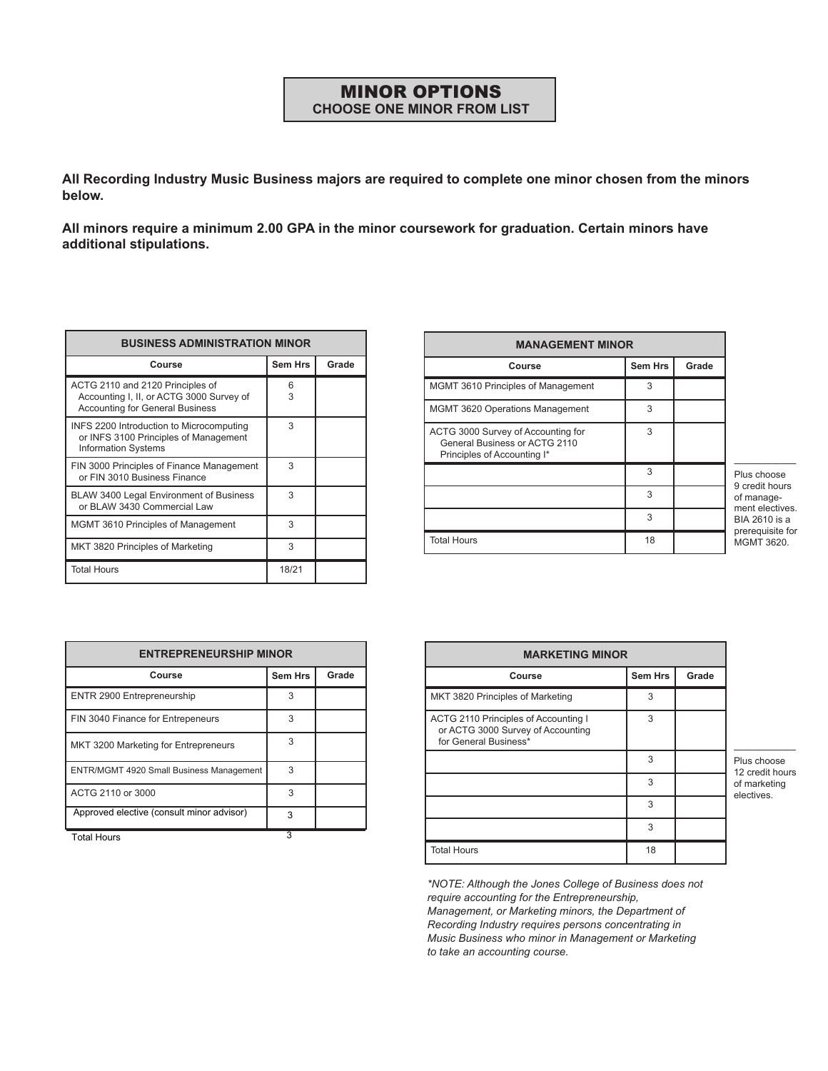# MINOR OPTIONS
## CHOOSE ONE MINOR FROM LIST

**All Recording Industry Music Business majors are required to complete one minor chosen from the minors below.**

**All minors require a minimum 2.00 GPA in the minor coursework for graduation. Certain minors have additional stipulations.**

| BUSINESS ADMINISTRATION MINOR | | |
|---|---|---|
| **Course** | **Sem Hrs** | **Grade** |
| ACTG 2110 and 2120 Principles of Accounting I, II, or ACTG 3000 Survey of Accounting for General Business | 6<br>3 | |
| INFS 2200 Introduction to Microcomputing or INFS 3100 Principles of Management Information Systems | 3 | |
| FIN 3000 Principles of Finance Management or FIN 3010 Business Finance | 3 | |
| BLAW 3400 Legal Environment of Business or BLAW 3430 Commercial Law | 3 | |
| MGMT 3610 Principles of Management | 3 | |
| MKT 3820 Principles of Marketing | 3 | |
| Total Hours | 18/21 | |

| MANAGEMENT MINOR | | |
|---|---|---|
| **Course** | **Sem Hrs** | **Grade** |
| MGMT 3610 Principles of Management | 3 | |
| MGMT 3620 Operations Management | 3 | |
| ACTG 3000 Survey of Accounting for General Business or ACTG 2110 Principles of Accounting I* | 3 | |
| | 3 | |
| | 3 | |
| | 3 | |
| Total Hours | 18 | |

Plus choose 9 credit hours of management electives. BIA 2610 is a prerequisite for MGMT 3620.

| ENTREPRENEURSHIP MINOR | | |
|---|---|---|
| **Course** | **Sem Hrs** | **Grade** |
| ENTR 2900 Entrepreneurship | 3 | |
| FIN 3040 Finance for Entrepeneurs | 3 | |
| MKT 3200 Marketing for Entrepreneurs | 3 | |
| ENTR/MGMT 4920 Small Business Management | 3 | |
| ACTG 2110 or 3000 | 3 | |
| Approved elective (consult minor advisor) | 3 | |
| Total Hours | 3 | |

| MARKETING MINOR | | |
|---|---|---|
| **Course** | **Sem Hrs** | **Grade** |
| MKT 3820 Principles of Marketing | 3 | |
| ACTG 2110 Principles of Accounting I or ACTG 3000 Survey of Accounting for General Business* | 3 | |
| | 3 | |
| | 3 | |
| | 3 | |
| | 3 | |
| Total Hours | 18 | |

Plus choose 12 credit hours of marketing electives.

*\*NOTE: Although the Jones College of Business does not require accounting for the Entrepreneurship, Management, or Marketing minors, the Department of Recording Industry requires persons concentrating in Music Business who minor in Management or Marketing to take an accounting course.*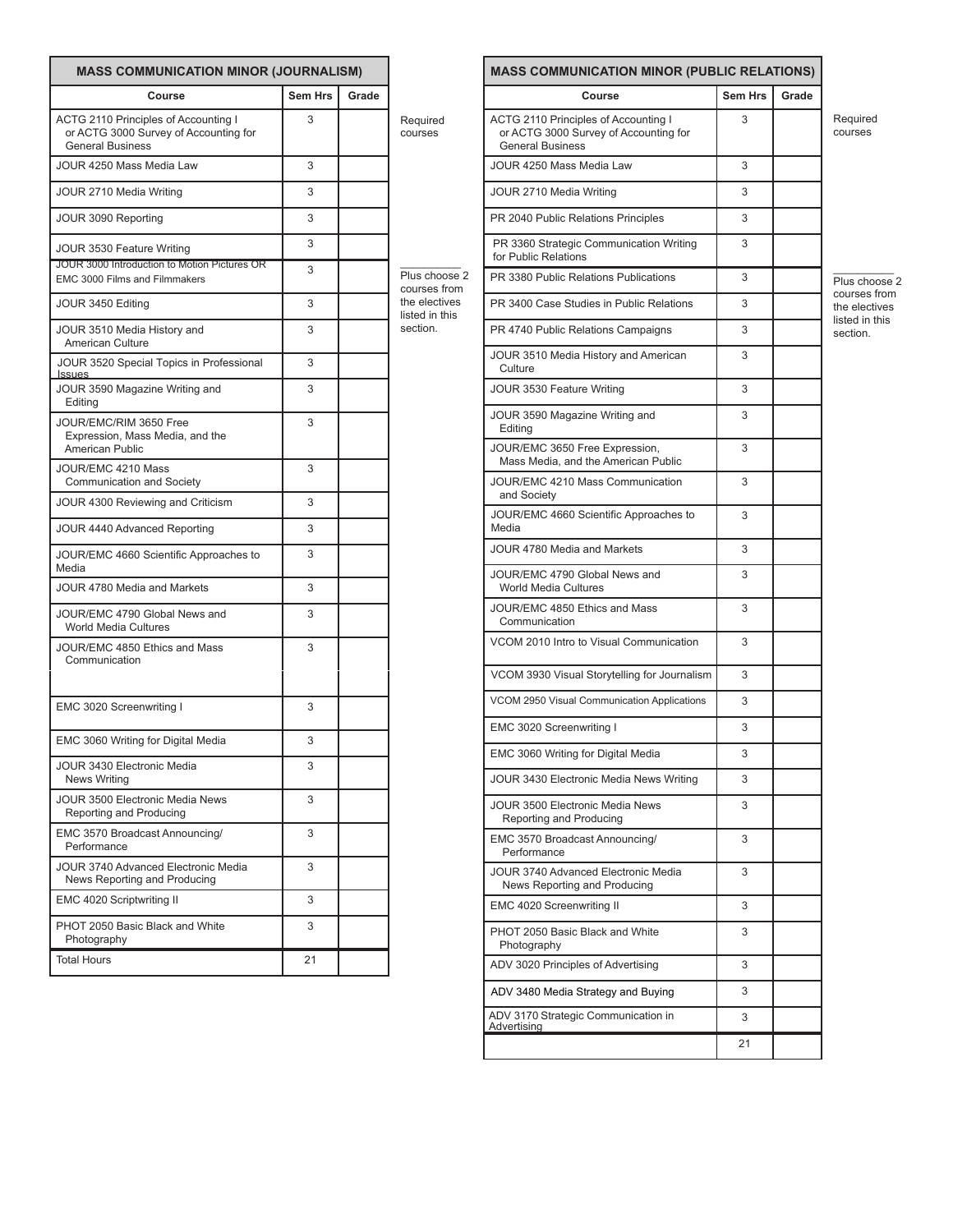## MASS COMMUNICATION MINOR (JOURNALISM)

| Course | Sem Hrs | Grade |
|---|---|---|
| ACTG 2110 Principles of Accounting I or ACTG 3000 Survey of Accounting for General Business | 3 | |
| JOUR 4250 Mass Media Law | 3 | |
| JOUR 2710 Media Writing | 3 | |
| JOUR 3090 Reporting | 3 | |
| JOUR 3530 Feature Writing | 3 | |
| JOUR 3000 Introduction to Motion Pictures OR EMC 3000 Films and Filmmakers | 3 | |
| JOUR 3450 Editing | 3 | |
| JOUR 3510 Media History and American Culture | 3 | |
| JOUR 3520 Special Topics in Professional Issues | 3 | |
| JOUR 3590 Magazine Writing and Editing | 3 | |
| JOUR/EMC/RIM 3650 Free Expression, Mass Media, and the American Public | 3 | |
| JOUR/EMC 4210 Mass Communication and Society | 3 | |
| JOUR 4300 Reviewing and Criticism | 3 | |
| JOUR 4440 Advanced Reporting | 3 | |
| JOUR/EMC 4660 Scientific Approaches to Media | 3 | |
| JOUR 4780 Media and Markets | 3 | |
| JOUR/EMC 4790 Global News and World Media Cultures | 3 | |
| JOUR/EMC 4850 Ethics and Mass Communication | 3 | |
| | | |
| EMC 3020 Screenwriting I | 3 | |
| EMC 3060 Writing for Digital Media | 3 | |
| JOUR 3430 Electronic Media News Writing | 3 | |
| JOUR 3500 Electronic Media News Reporting and Producing | 3 | |
| EMC 3570 Broadcast Announcing/ Performance | 3 | |
| JOUR 3740 Advanced Electronic Media News Reporting and Producing | 3 | |
| EMC 4020 Scriptwriting II | 3 | |
| PHOT 2050 Basic Black and White Photography | 3 | |
| Total Hours | 21 | |

Required courses (ACTG 2110/3000 through JOUR 3530)

Plus choose 2 courses from the electives listed in this section.

## MASS COMMUNICATION MINOR (PUBLIC RELATIONS)

| Course | Sem Hrs | Grade |
|---|---|---|
| ACTG 2110 Principles of Accounting I or ACTG 3000 Survey of Accounting for General Business | 3 | |
| JOUR 4250 Mass Media Law | 3 | |
| JOUR 2710 Media Writing | 3 | |
| PR 2040 Public Relations Principles | 3 | |
| PR 3360 Strategic Communication Writing for Public Relations | 3 | |
| PR 3380 Public Relations Publications | 3 | |
| PR 3400 Case Studies in Public Relations | 3 | |
| PR 4740 Public Relations Campaigns | 3 | |
| JOUR 3510 Media History and American Culture | 3 | |
| JOUR 3530 Feature Writing | 3 | |
| JOUR 3590 Magazine Writing and Editing | 3 | |
| JOUR/EMC 3650 Free Expression, Mass Media, and the American Public | 3 | |
| JOUR/EMC 4210 Mass Communication and Society | 3 | |
| JOUR/EMC 4660 Scientific Approaches to Media | 3 | |
| JOUR 4780 Media and Markets | 3 | |
| JOUR/EMC 4790 Global News and World Media Cultures | 3 | |
| JOUR/EMC 4850 Ethics and Mass Communication | 3 | |
| VCOM 2010 Intro to Visual Communication | 3 | |
| VCOM 3930 Visual Storytelling for Journalism | 3 | |
| VCOM 2950 Visual Communication Applications | 3 | |
| EMC 3020 Screenwriting I | 3 | |
| EMC 3060 Writing for Digital Media | 3 | |
| JOUR 3430 Electronic Media News Writing | 3 | |
| JOUR 3500 Electronic Media News Reporting and Producing | 3 | |
| EMC 3570 Broadcast Announcing/ Performance | 3 | |
| JOUR 3740 Advanced Electronic Media News Reporting and Producing | 3 | |
| EMC 4020 Screenwriting II | 3 | |
| PHOT 2050 Basic Black and White Photography | 3 | |
| ADV 3020 Principles of Advertising | 3 | |
| ADV 3480 Media Strategy and Buying | 3 | |
| ADV 3170 Strategic Communication in Advertising | 3 | |
| | 21 | |

Required courses (ACTG 2110/3000 through PR 3360)

Plus choose 2 courses from the electives listed in this section.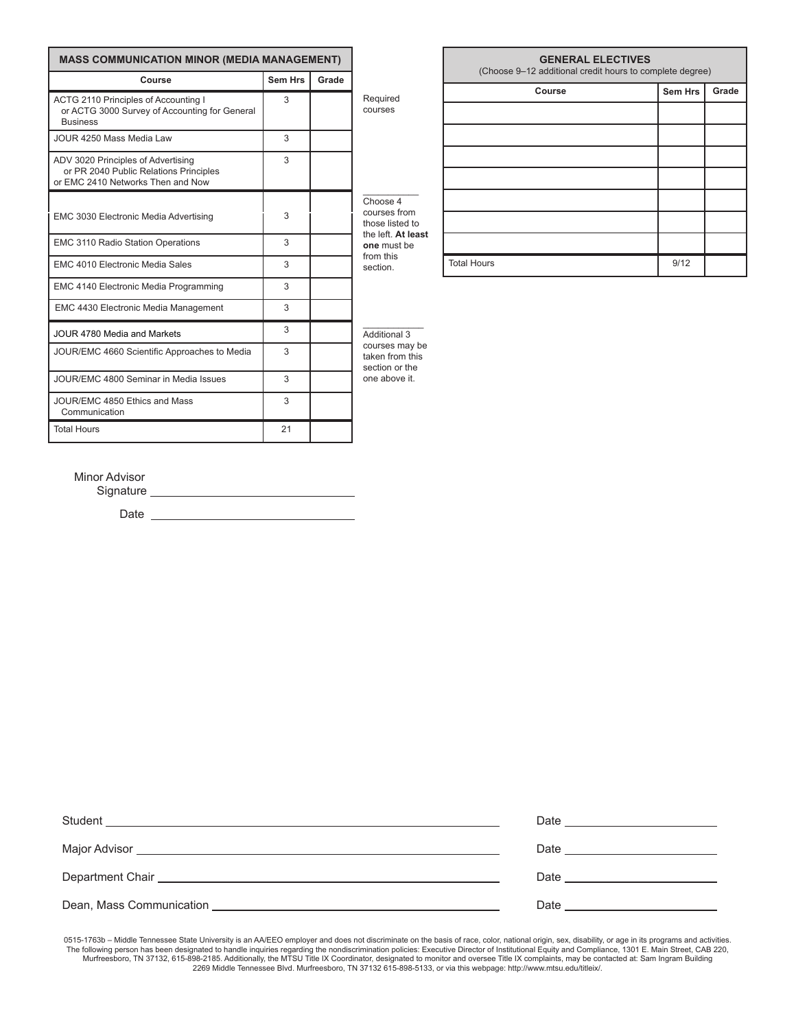| MASS COMMUNICATION MINOR (MEDIA MANAGEMENT) | | | |
|---|---|---|---|
| **Course** | **Sem Hrs** | **Grade** | |
| ACTG 2110 Principles of Accounting I or ACTG 3000 Survey of Accounting for General Business | 3 | | Required courses |
| JOUR 4250 Mass Media Law | 3 | | |
| ADV 3020 Principles of Advertising or PR 2040 Public Relations Principles or EMC 2410 Networks Then and Now | 3 | | |
| EMC 3030 Electronic Media Advertising | 3 | | Choose 4 courses from those listed to the left. **At least one** must be from this section. |
| EMC 3110 Radio Station Operations | 3 | | |
| EMC 4010 Electronic Media Sales | 3 | | |
| EMC 4140 Electronic Media Programming | 3 | | |
| EMC 4430 Electronic Media Management | 3 | | |
| JOUR 4780 Media and Markets | 3 | | Additional 3 courses may be taken from this section or the one above it. |
| JOUR/EMC 4660 Scientific Approaches to Media | 3 | | |
| JOUR/EMC 4800 Seminar in Media Issues | 3 | | |
| JOUR/EMC 4850 Ethics and Mass Communication | 3 | | |
| Total Hours | 21 | | |

| GENERAL ELECTIVES (Choose 9–12 additional credit hours to complete degree) | | |
|---|---|---|
| **Course** | **Sem Hrs** | **Grade** |
| | | |
| | | |
| | | |
| | | |
| | | |
| | | |
| | | |
| Total Hours | 9/12 | |

Minor Advisor Signature ______________________

Date ______________________

Student ______________________ Date ______________________

Major Advisor ______________________ Date ______________________

Department Chair ______________________ Date ______________________

Dean, Mass Communication ______________________ Date ______________________

0515-1763b – Middle Tennessee State University is an AA/EEO employer and does not discriminate on the basis of race, color, national origin, sex, disability, or age in its programs and activities. The following person has been designated to handle inquiries regarding the nondiscrimination policies: Executive Director of Institutional Equity and Compliance, 1301 E. Main Street, CAB 220, Murfreesboro, TN 37132, 615-898-2185. Additionally, the MTSU Title IX Coordinator, designated to monitor and oversee Title IX complaints, may be contacted at: Sam Ingram Building 2269 Middle Tennessee Blvd. Murfreesboro, TN 37132 615-898-5133, or via this webpage: http://www.mtsu.edu/titleix/.